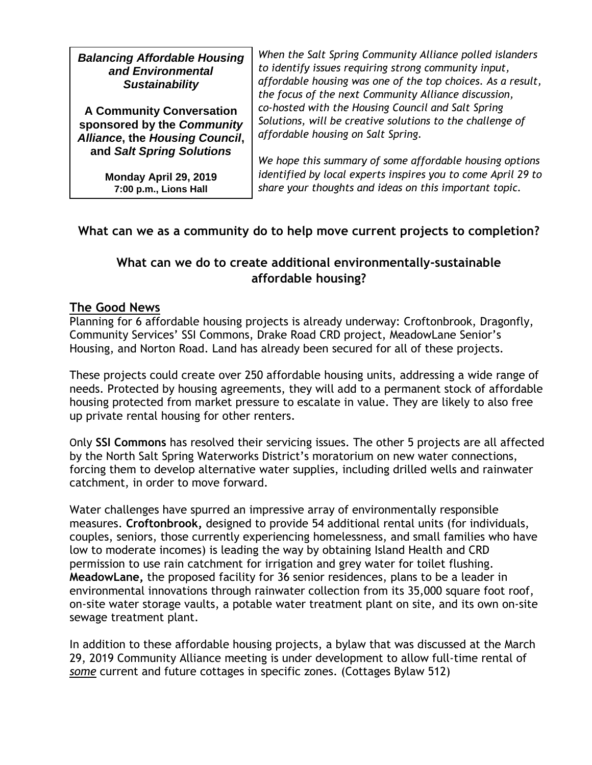***Balancing Affordable Housing and Environmental Sustainability***

**A Community Conversation sponsored by the *Community Alliance*, the *Housing Council*, and *Salt Spring Solutions***

**Monday April 29, 2019**
**7:00 p.m., Lions Hall**

*When the Salt Spring Community Alliance polled islanders to identify issues requiring strong community input, affordable housing was one of the top choices. As a result, the focus of the next Community Alliance discussion, co-hosted with the Housing Council and Salt Spring Solutions, will be creative solutions to the challenge of affordable housing on Salt Spring.*

*We hope this summary of some affordable housing options identified by local experts inspires you to come April 29 to share your thoughts and ideas on this important topic.*

**What can we as a community do to help move current projects to completion?**

**What can we do to create additional environmentally-sustainable affordable housing?**

## The Good News

Planning for 6 affordable housing projects is already underway: Croftonbrook, Dragonfly, Community Services' SSI Commons, Drake Road CRD project, MeadowLane Senior's Housing, and Norton Road. Land has already been secured for all of these projects.

These projects could create over 250 affordable housing units, addressing a wide range of needs. Protected by housing agreements, they will add to a permanent stock of affordable housing protected from market pressure to escalate in value. They are likely to also free up private rental housing for other renters.

Only **SSI Commons** has resolved their servicing issues. The other 5 projects are all affected by the North Salt Spring Waterworks District's moratorium on new water connections, forcing them to develop alternative water supplies, including drilled wells and rainwater catchment, in order to move forward.

Water challenges have spurred an impressive array of environmentally responsible measures. **Croftonbrook,** designed to provide 54 additional rental units (for individuals, couples, seniors, those currently experiencing homelessness, and small families who have low to moderate incomes) is leading the way by obtaining Island Health and CRD permission to use rain catchment for irrigation and grey water for toilet flushing. **MeadowLane,** the proposed facility for 36 senior residences, plans to be a leader in environmental innovations through rainwater collection from its 35,000 square foot roof, on-site water storage vaults, a potable water treatment plant on site, and its own on-site sewage treatment plant.

In addition to these affordable housing projects, a bylaw that was discussed at the March 29, 2019 Community Alliance meeting is under development to allow full-time rental of *some* current and future cottages in specific zones. (Cottages Bylaw 512)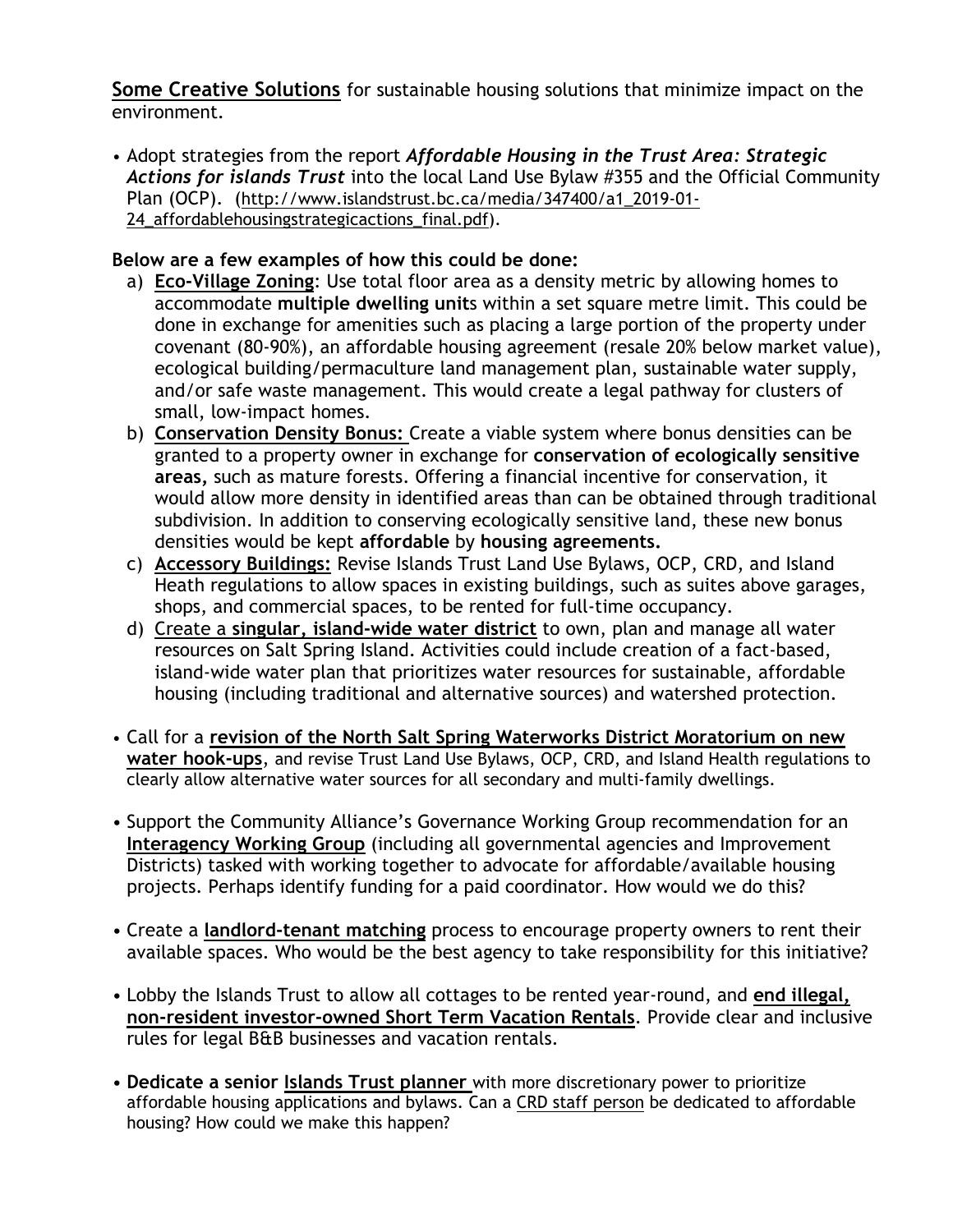**Some Creative Solutions** for sustainable housing solutions that minimize impact on the environment.

- Adopt strategies from the report ***Affordable Housing in the Trust Area: Strategic Actions for islands Trust*** into the local Land Use Bylaw #355 and the Official Community Plan (OCP). (http://www.islandstrust.bc.ca/media/347400/a1_2019-01-24_affordablehousingstrategicactions_final.pdf).

**Below are a few examples of how this could be done:**

a) **Eco-Village Zoning**: Use total floor area as a density metric by allowing homes to accommodate **multiple dwelling unit**s within a set square metre limit. This could be done in exchange for amenities such as placing a large portion of the property under covenant (80-90%), an affordable housing agreement (resale 20% below market value), ecological building/permaculture land management plan, sustainable water supply, and/or safe waste management. This would create a legal pathway for clusters of small, low-impact homes.

b) **Conservation Density Bonus:** Create a viable system where bonus densities can be granted to a property owner in exchange for **conservation of ecologically sensitive areas,** such as mature forests. Offering a financial incentive for conservation, it would allow more density in identified areas than can be obtained through traditional subdivision. In addition to conserving ecologically sensitive land, these new bonus densities would be kept **affordable** by **housing agreements.**

c) **Accessory Buildings:** Revise Islands Trust Land Use Bylaws, OCP, CRD, and Island Heath regulations to allow spaces in existing buildings, such as suites above garages, shops, and commercial spaces, to be rented for full-time occupancy.

d) Create a **singular, island-wide water district** to own, plan and manage all water resources on Salt Spring Island. Activities could include creation of a fact-based, island-wide water plan that prioritizes water resources for sustainable, affordable housing (including traditional and alternative sources) and watershed protection.

- Call for a **revision of the North Salt Spring Waterworks District Moratorium on new water hook-ups**, and revise Trust Land Use Bylaws, OCP, CRD, and Island Health regulations to clearly allow alternative water sources for all secondary and multi-family dwellings.

- Support the Community Alliance's Governance Working Group recommendation for an **Interagency Working Group** (including all governmental agencies and Improvement Districts) tasked with working together to advocate for affordable/available housing projects. Perhaps identify funding for a paid coordinator. How would we do this?

- Create a **landlord-tenant matching** process to encourage property owners to rent their available spaces. Who would be the best agency to take responsibility for this initiative?

- Lobby the Islands Trust to allow all cottages to be rented year-round, and **end illegal, non-resident investor-owned Short Term Vacation Rentals**. Provide clear and inclusive rules for legal B&B businesses and vacation rentals.

- **Dedicate a senior Islands Trust planner** with more discretionary power to prioritize affordable housing applications and bylaws. Can a CRD staff person be dedicated to affordable housing? How could we make this happen?